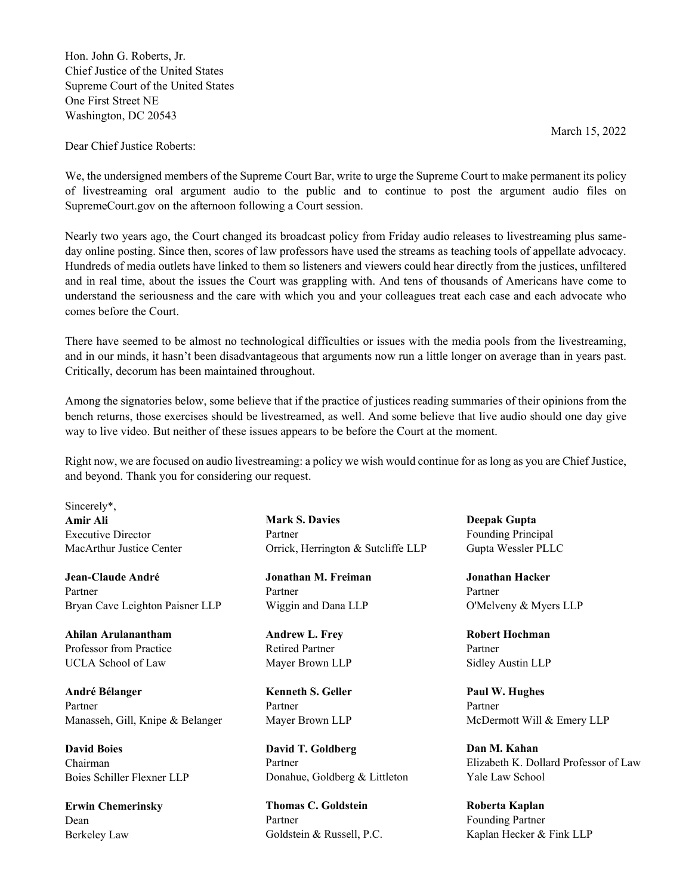Hon. John G. Roberts, Jr.
Chief Justice of the United States
Supreme Court of the United States
One First Street NE
Washington, DC 20543

March 15, 2022

Dear Chief Justice Roberts:

We, the undersigned members of the Supreme Court Bar, write to urge the Supreme Court to make permanent its policy of livestreaming oral argument audio to the public and to continue to post the argument audio files on SupremeCourt.gov on the afternoon following a Court session.

Nearly two years ago, the Court changed its broadcast policy from Friday audio releases to livestreaming plus same-day online posting. Since then, scores of law professors have used the streams as teaching tools of appellate advocacy. Hundreds of media outlets have linked to them so listeners and viewers could hear directly from the justices, unfiltered and in real time, about the issues the Court was grappling with. And tens of thousands of Americans have come to understand the seriousness and the care with which you and your colleagues treat each case and each advocate who comes before the Court.

There have seemed to be almost no technological difficulties or issues with the media pools from the livestreaming, and in our minds, it hasn't been disadvantageous that arguments now run a little longer on average than in years past. Critically, decorum has been maintained throughout.

Among the signatories below, some believe that if the practice of justices reading summaries of their opinions from the bench returns, those exercises should be livestreamed, as well. And some believe that live audio should one day give way to live video. But neither of these issues appears to be before the Court at the moment.

Right now, we are focused on audio livestreaming: a policy we wish would continue for as long as you are Chief Justice, and beyond. Thank you for considering our request.

Sincerely*,

**Amir Ali**
Executive Director
MacArthur Justice Center

**Jean-Claude André**
Partner
Bryan Cave Leighton Paisner LLP

**Ahilan Arulanantham**
Professor from Practice
UCLA School of Law

**André Bélanger**
Partner
Manasseh, Gill, Knipe & Belanger

**David Boies**
Chairman
Boies Schiller Flexner LLP

**Erwin Chemerinsky**
Dean
Berkeley Law

**Mark S. Davies**
Partner
Orrick, Herrington & Sutcliffe LLP

**Jonathan M. Freiman**
Partner
Wiggin and Dana LLP

**Andrew L. Frey**
Retired Partner
Mayer Brown LLP

**Kenneth S. Geller**
Partner
Mayer Brown LLP

**David T. Goldberg**
Partner
Donahue, Goldberg & Littleton

**Thomas C. Goldstein**
Partner
Goldstein & Russell, P.C.

**Deepak Gupta**
Founding Principal
Gupta Wessler PLLC

**Jonathan Hacker**
Partner
O'Melveny & Myers LLP

**Robert Hochman**
Partner
Sidley Austin LLP

**Paul W. Hughes**
Partner
McDermott Will & Emery LLP

**Dan M. Kahan**
Elizabeth K. Dollard Professor of Law
Yale Law School

**Roberta Kaplan**
Founding Partner
Kaplan Hecker & Fink LLP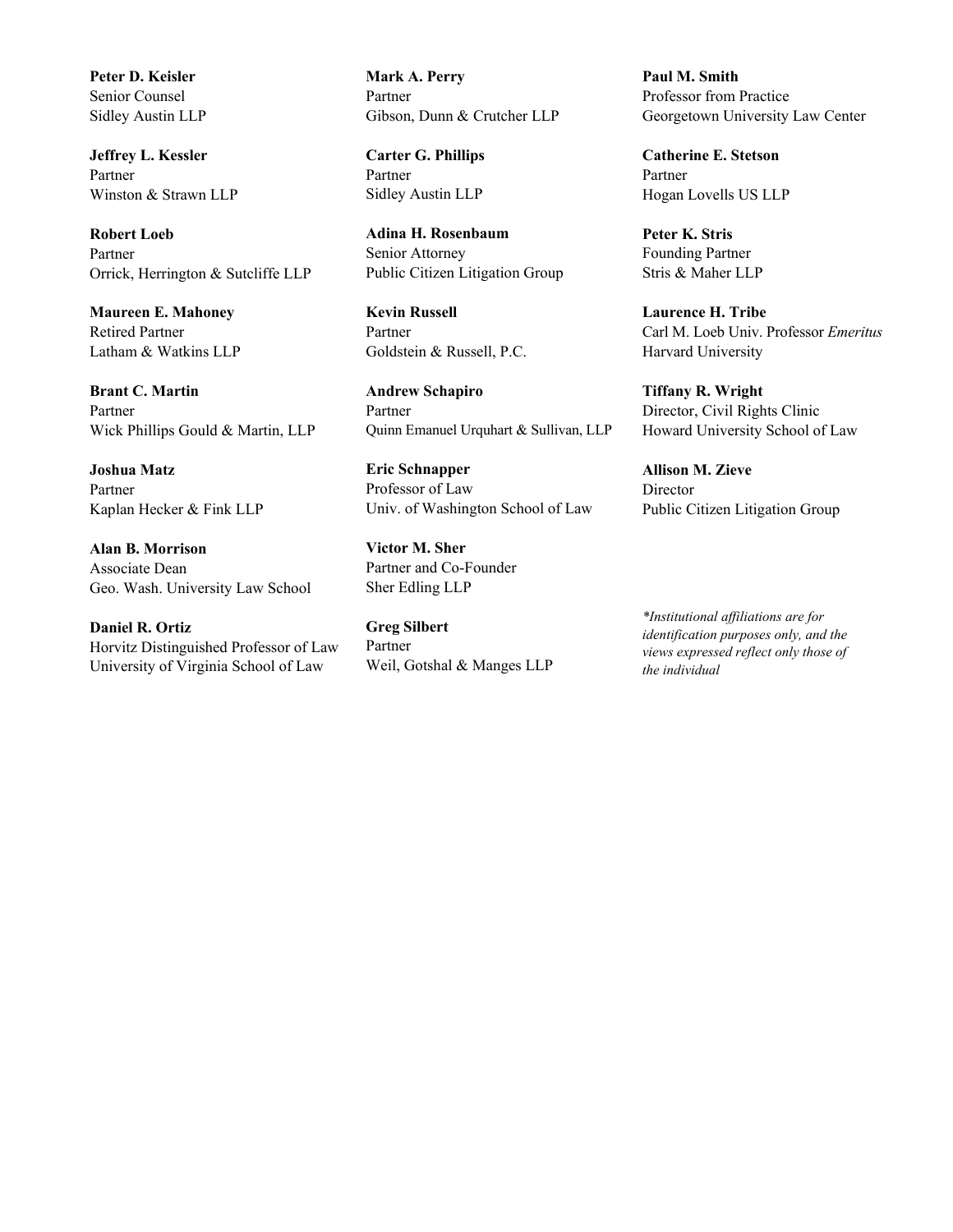**Peter D. Keisler**
Senior Counsel
Sidley Austin LLP

**Jeffrey L. Kessler**
Partner
Winston & Strawn LLP

**Robert Loeb**
Partner
Orrick, Herrington & Sutcliffe LLP

**Maureen E. Mahoney**
Retired Partner
Latham & Watkins LLP

**Brant C. Martin**
Partner
Wick Phillips Gould & Martin, LLP

**Joshua Matz**
Partner
Kaplan Hecker & Fink LLP

**Alan B. Morrison**
Associate Dean
Geo. Wash. University Law School

**Daniel R. Ortiz**
Horvitz Distinguished Professor of Law
University of Virginia School of Law

**Mark A. Perry**
Partner
Gibson, Dunn & Crutcher LLP

**Carter G. Phillips**
Partner
Sidley Austin LLP

**Adina H. Rosenbaum**
Senior Attorney
Public Citizen Litigation Group

**Kevin Russell**
Partner
Goldstein & Russell, P.C.

**Andrew Schapiro**
Partner
Quinn Emanuel Urquhart & Sullivan, LLP

**Eric Schnapper**
Professor of Law
Univ. of Washington School of Law

**Victor M. Sher**
Partner and Co-Founder
Sher Edling LLP

**Greg Silbert**
Partner
Weil, Gotshal & Manges LLP

**Paul M. Smith**
Professor from Practice
Georgetown University Law Center

**Catherine E. Stetson**
Partner
Hogan Lovells US LLP

**Peter K. Stris**
Founding Partner
Stris & Maher LLP

**Laurence H. Tribe**
Carl M. Loeb Univ. Professor *Emeritus*
Harvard University

**Tiffany R. Wright**
Director, Civil Rights Clinic
Howard University School of Law

**Allison M. Zieve**
Director
Public Citizen Litigation Group

*\*Institutional affiliations are for identification purposes only, and the views expressed reflect only those of the individual*